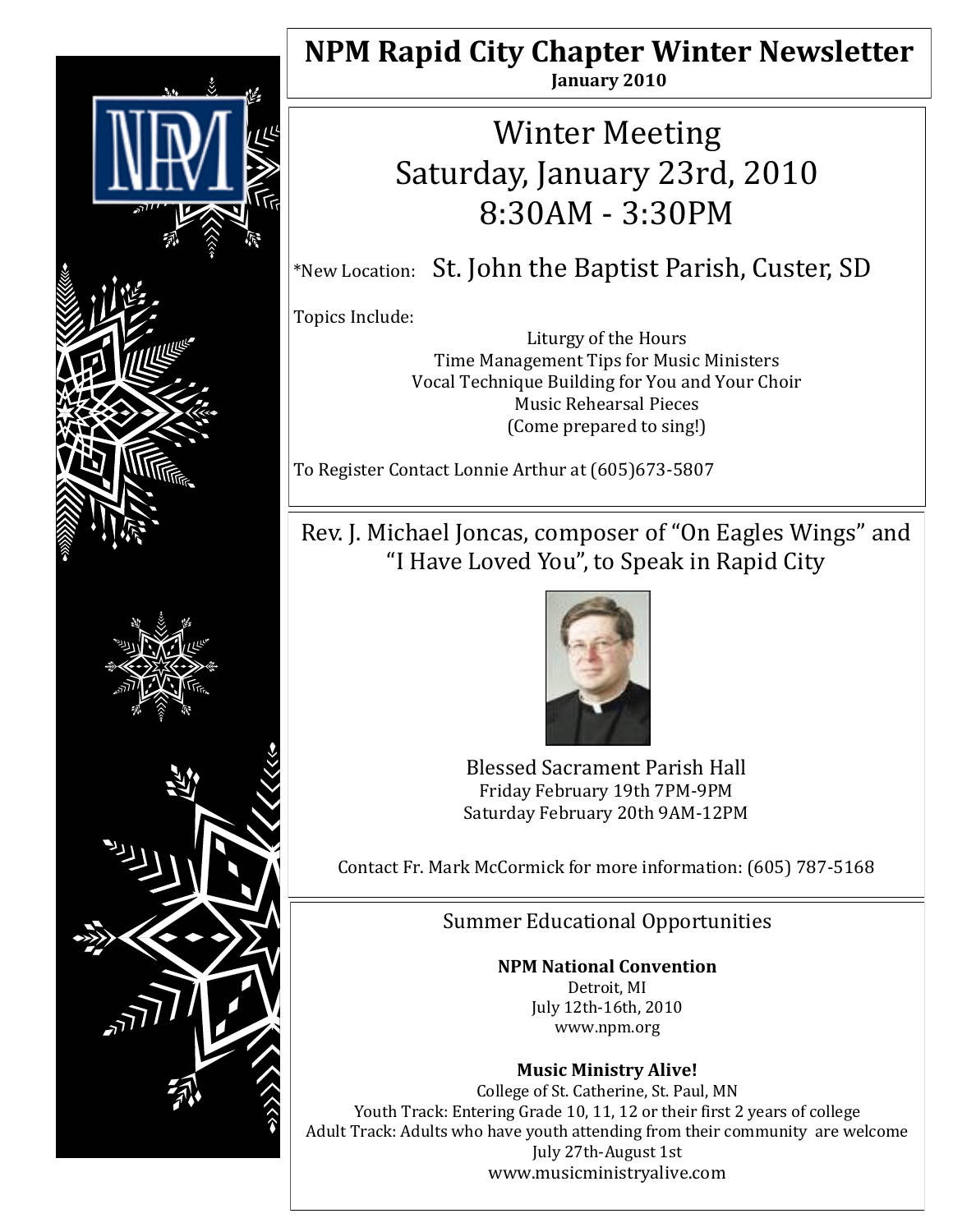# NPM Rapid City Chapter Winter Newsletter

**January 2010**

## Winter Meeting
## Saturday, January 23rd, 2010
## 8:30AM - 3:30PM

*New Location: St. John the Baptist Parish, Custer, SD

Topics Include:

Liturgy of the Hours
Time Management Tips for Music Ministers
Vocal Technique Building for You and Your Choir
Music Rehearsal Pieces
(Come prepared to sing!)

To Register Contact Lonnie Arthur at (605)673-5807

## Rev. J. Michael Joncas, composer of "On Eagles Wings" and "I Have Loved You", to Speak in Rapid City

Blessed Sacrament Parish Hall
Friday February 19th 7PM-9PM
Saturday February 20th 9AM-12PM

Contact Fr. Mark McCormick for more information: (605) 787-5168

## Summer Educational Opportunities

**NPM National Convention**
Detroit, MI
July 12th-16th, 2010
www.npm.org

**Music Ministry Alive!**
College of St. Catherine, St. Paul, MN
Youth Track: Entering Grade 10, 11, 12 or their first 2 years of college
Adult Track: Adults who have youth attending from their community are welcome
July 27th-August 1st
www.musicministryalive.com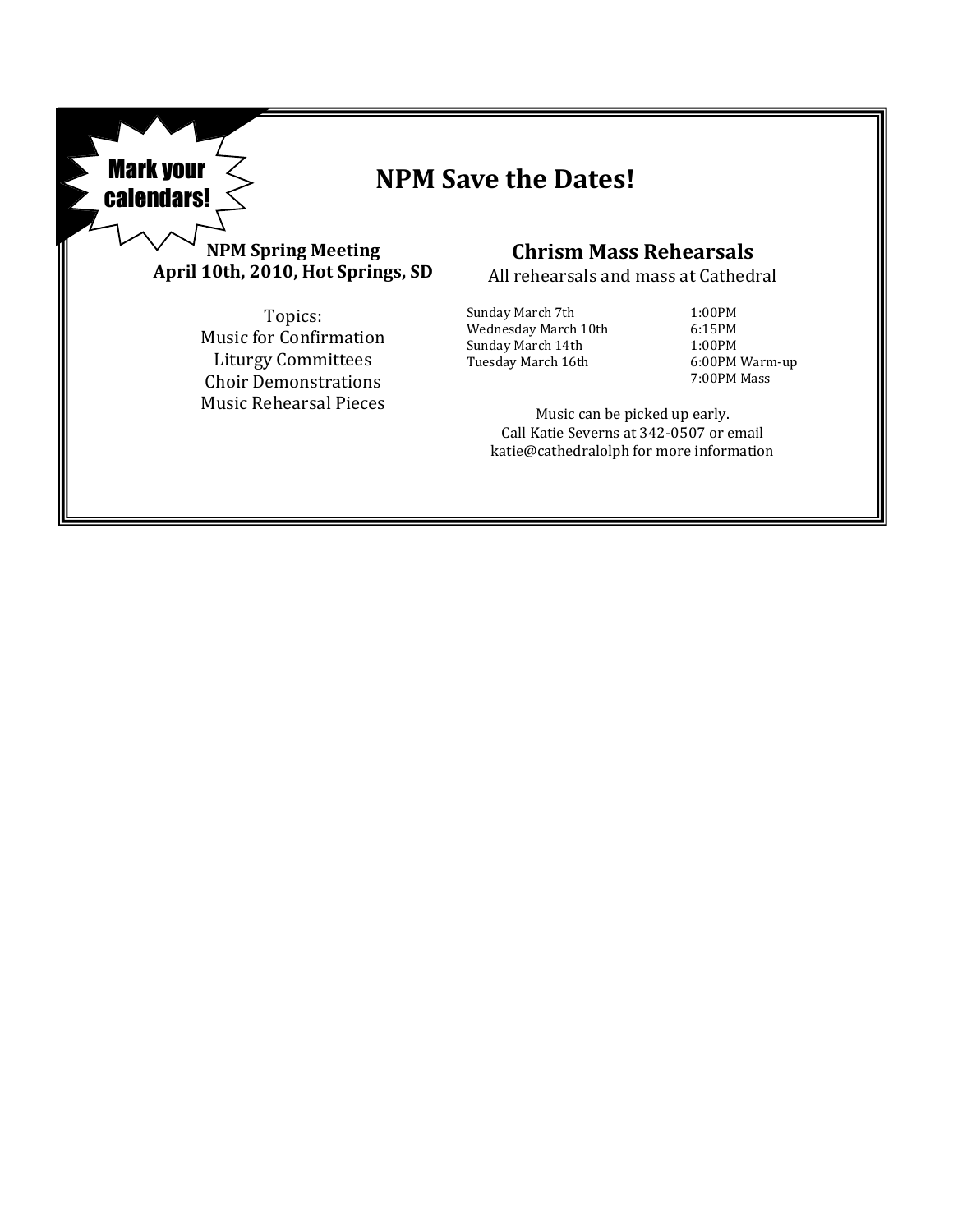Mark your calendars!

# NPM Save the Dates!

**NPM Spring Meeting**
**April 10th, 2010, Hot Springs, SD**

Topics:
Music for Confirmation
Liturgy Committees
Choir Demonstrations
Music Rehearsal Pieces

## Chrism Mass Rehearsals

All rehearsals and mass at Cathedral

| | |
|---|---|
| Sunday March 7th | 1:00PM |
| Wednesday March 10th | 6:15PM |
| Sunday March 14th | 1:00PM |
| Tuesday March 16th | 6:00PM Warm-up<br>7:00PM Mass |

Music can be picked up early.
Call Katie Severns at 342-0507 or email katie@cathedralolph for more information